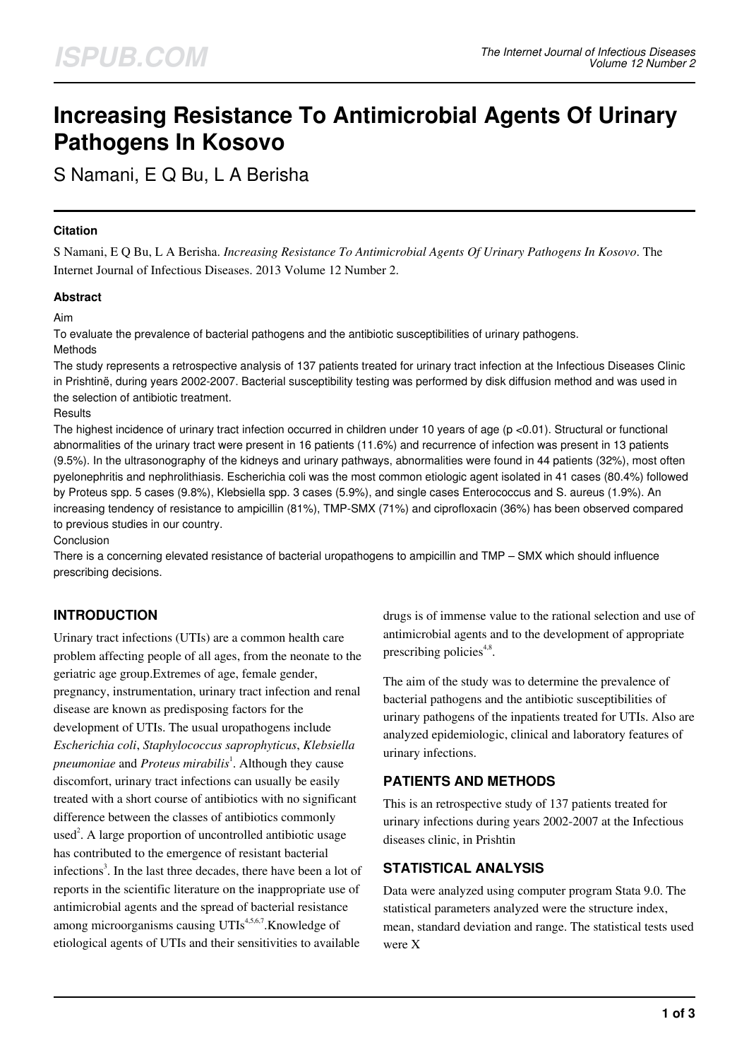# Increasing Resistance To Antimicrobial Agents Of Urinary Pathogens In Kosovo

S Namani, E Q Bu, L A Berisha

### Citation

S Namani, E Q Bu, L A Berisha. *Increasing Resistance To Antimicrobial Agents Of Urinary Pathogens In Kosovo*. The Internet Journal of Infectious Diseases. 2013 Volume 12 Number 2.

### Abstract

Aim

To evaluate the prevalence of bacterial pathogens and the antibiotic susceptibilities of urinary pathogens.

Methods

The study represents a retrospective analysis of 137 patients treated for urinary tract infection at the Infectious Diseases Clinic in Prishtinë, during years 2002-2007. Bacterial susceptibility testing was performed by disk diffusion method and was used in the selection of antibiotic treatment.

Results

The highest incidence of urinary tract infection occurred in children under 10 years of age ($p < 0.01$). Structural or functional abnormalities of the urinary tract were present in 16 patients (11.6%) and recurrence of infection was present in 13 patients (9.5%). In the ultrasonography of the kidneys and urinary pathways, abnormalities were found in 44 patients (32%), most often pyelonephritis and nephrolithiasis. Escherichia coli was the most common etiologic agent isolated in 41 cases (80.4%) followed by Proteus spp. 5 cases (9.8%), Klebsiella spp. 3 cases (5.9%), and single cases Enterococcus and S. aureus (1.9%). An increasing tendency of resistance to ampicillin (81%), TMP-SMX (71%) and ciprofloxacin (36%) has been observed compared to previous studies in our country.

Conclusion

There is a concerning elevated resistance of bacterial uropathogens to ampicillin and TMP – SMX which should influence prescribing decisions.

## INTRODUCTION

Urinary tract infections (UTIs) are a common health care problem affecting people of all ages, from the neonate to the geriatric age group.Extremes of age, female gender, pregnancy, instrumentation, urinary tract infection and renal disease are known as predisposing factors for the development of UTIs. The usual uropathogens include *Escherichia coli*, *Staphylococcus saprophyticus*, *Klebsiella pneumoniae* and *Proteus mirabilis*[1]. Although they cause discomfort, urinary tract infections can usually be easily treated with a short course of antibiotics with no significant difference between the classes of antibiotics commonly used[2]. A large proportion of uncontrolled antibiotic usage has contributed to the emergence of resistant bacterial infections[3]. In the last three decades, there have been a lot of reports in the scientific literature on the inappropriate use of antimicrobial agents and the spread of bacterial resistance among microorganisms causing UTIs[4,5,6,7].Knowledge of etiological agents of UTIs and their sensitivities to available drugs is of immense value to the rational selection and use of antimicrobial agents and to the development of appropriate prescribing policies[4,8].

The aim of the study was to determine the prevalence of bacterial pathogens and the antibiotic susceptibilities of urinary pathogens of the inpatients treated for UTIs. Also are analyzed epidemiologic, clinical and laboratory features of urinary infections.

## PATIENTS AND METHODS

This is an retrospective study of 137 patients treated for urinary infections during years 2002-2007 at the Infectious diseases clinic, in Prishtin

## STATISTICAL ANALYSIS

Data were analyzed using computer program Stata 9.0. The statistical parameters analyzed were the structure index, mean, standard deviation and range. The statistical tests used were X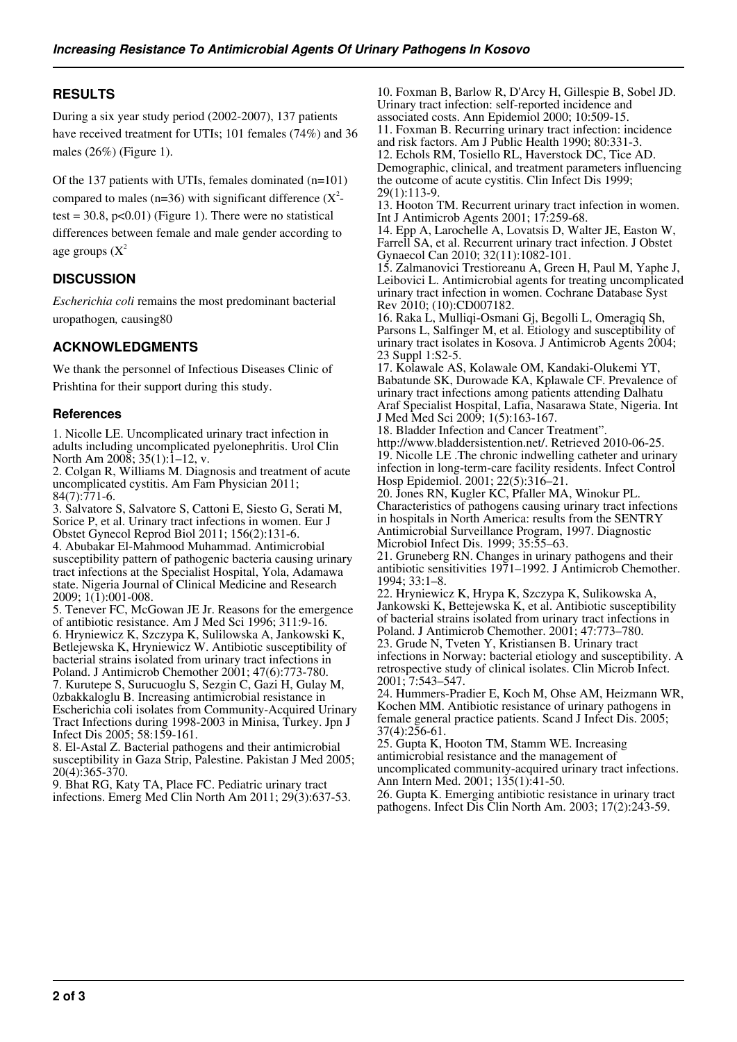## RESULTS

During a six year study period (2002-2007), 137 patients have received treatment for UTIs; 101 females (74%) and 36 males (26%) (Figure 1).

Of the 137 patients with UTIs, females dominated (n=101) compared to males (n=36) with significant difference ($X^2$-test = 30.8, p<0.01) (Figure 1). There were no statistical differences between female and male gender according to age groups ($X^2$

## DISCUSSION

*Escherichia coli* remains the most predominant bacterial uropathogen*,* causing80

## ACKNOWLEDGMENTS

We thank the personnel of Infectious Diseases Clinic of Prishtina for their support during this study.

### References

1. Nicolle LE. Uncomplicated urinary tract infection in adults including uncomplicated pyelonephritis. Urol Clin North Am 2008; 35(1):1–12, v.
2. Colgan R, Williams M. Diagnosis and treatment of acute uncomplicated cystitis. Am Fam Physician 2011; 84(7):771-6.
3. Salvatore S, Salvatore S, Cattoni E, Siesto G, Serati M, Sorice P, et al. Urinary tract infections in women. Eur J Obstet Gynecol Reprod Biol 2011; 156(2):131-6.
4. Abubakar El-Mahmood Muhammad. Antimicrobial susceptibility pattern of pathogenic bacteria causing urinary tract infections at the Specialist Hospital, Yola, Adamawa state. Nigeria Journal of Clinical Medicine and Research 2009; 1(1):001-008.
5. Tenever FC, McGowan JE Jr. Reasons for the emergence of antibiotic resistance. Am J Med Sci 1996; 311:9-16.
6. Hryniewicz K, Szczypa K, Sulilowska A, Jankowski K, Betlejewska K, Hryniewicz W. Antibiotic susceptibility of bacterial strains isolated from urinary tract infections in Poland. J Antimicrob Chemother 2001; 47(6):773-780.
7. Kurutepe S, Surucuoglu S, Sezgin C, Gazi H, Gulay M, 0zbakkaloglu B. Increasing antimicrobial resistance in Escherichia coli isolates from Community-Acquired Urinary Tract Infections during 1998-2003 in Minisa, Turkey. Jpn J Infect Dis 2005; 58:159-161.
8. El-Astal Z. Bacterial pathogens and their antimicrobial susceptibility in Gaza Strip, Palestine. Pakistan J Med 2005; 20(4):365-370.
9. Bhat RG, Katy TA, Place FC. Pediatric urinary tract infections. Emerg Med Clin North Am 2011; 29(3):637-53.
10. Foxman B, Barlow R, D'Arcy H, Gillespie B, Sobel JD. Urinary tract infection: self-reported incidence and associated costs. Ann Epidemiol 2000; 10:509-15.
11. Foxman B. Recurring urinary tract infection: incidence and risk factors. Am J Public Health 1990; 80:331-3.
12. Echols RM, Tosiello RL, Haverstock DC, Tice AD. Demographic, clinical, and treatment parameters influencing the outcome of acute cystitis. Clin Infect Dis 1999; 29(1):113-9.
13. Hooton TM. Recurrent urinary tract infection in women. Int J Antimicrob Agents 2001; 17:259-68.
14. Epp A, Larochelle A, Lovatsis D, Walter JE, Easton W, Farrell SA, et al. Recurrent urinary tract infection. J Obstet Gynaecol Can 2010; 32(11):1082-101.
15. Zalmanovici Trestioreanu A, Green H, Paul M, Yaphe J, Leibovici L. Antimicrobial agents for treating uncomplicated urinary tract infection in women. Cochrane Database Syst Rev 2010; (10):CD007182.
16. Raka L, Mulliqi-Osmani Gj, Begolli L, Omeragiq Sh, Parsons L, Salfinger M, et al. Etiology and susceptibility of urinary tract isolates in Kosova. J Antimicrob Agents 2004; 23 Suppl 1:S2-5.
17. Kolawale AS, Kolawale OM, Kandaki-Olukemi YT, Babatunde SK, Durowade KA, Kplawale CF. Prevalence of urinary tract infections among patients attending Dalhatu Araf Specialist Hospital, Lafia, Nasarawa State, Nigeria. Int J Med Med Sci 2009; 1(5):163-167.
18. Bladder Infection and Cancer Treatment". http://www.bladdersistention.net/. Retrieved 2010-06-25.
19. Nicolle LE .The chronic indwelling catheter and urinary infection in long-term-care facility residents. Infect Control Hosp Epidemiol. 2001; 22(5):316–21.
20. Jones RN, Kugler KC, Pfaller MA, Winokur PL. Characteristics of pathogens causing urinary tract infections in hospitals in North America: results from the SENTRY Antimicrobial Surveillance Program, 1997. Diagnostic Microbiol Infect Dis. 1999; 35:55–63.
21. Gruneberg RN. Changes in urinary pathogens and their antibiotic sensitivities 1971–1992. J Antimicrob Chemother. 1994; 33:1–8.
22. Hryniewicz K, Hrypa K, Szczypa K, Sulikowska A, Jankowski K, Bettejewska K, et al. Antibiotic susceptibility of bacterial strains isolated from urinary tract infections in Poland. J Antimicrob Chemother. 2001; 47:773–780.
23. Grude N, Tveten Y, Kristiansen B. Urinary tract infections in Norway: bacterial etiology and susceptibility. A retrospective study of clinical isolates. Clin Microb Infect. 2001; 7:543–547.
24. Hummers-Pradier E, Koch M, Ohse AM, Heizmann WR, Kochen MM. Antibiotic resistance of urinary pathogens in female general practice patients. Scand J Infect Dis. 2005; 37(4):256-61.
25. Gupta K, Hooton TM, Stamm WE. Increasing antimicrobial resistance and the management of uncomplicated community-acquired urinary tract infections. Ann Intern Med. 2001; 135(1):41-50.
26. Gupta K. Emerging antibiotic resistance in urinary tract pathogens. Infect Dis Clin North Am. 2003; 17(2):243-59.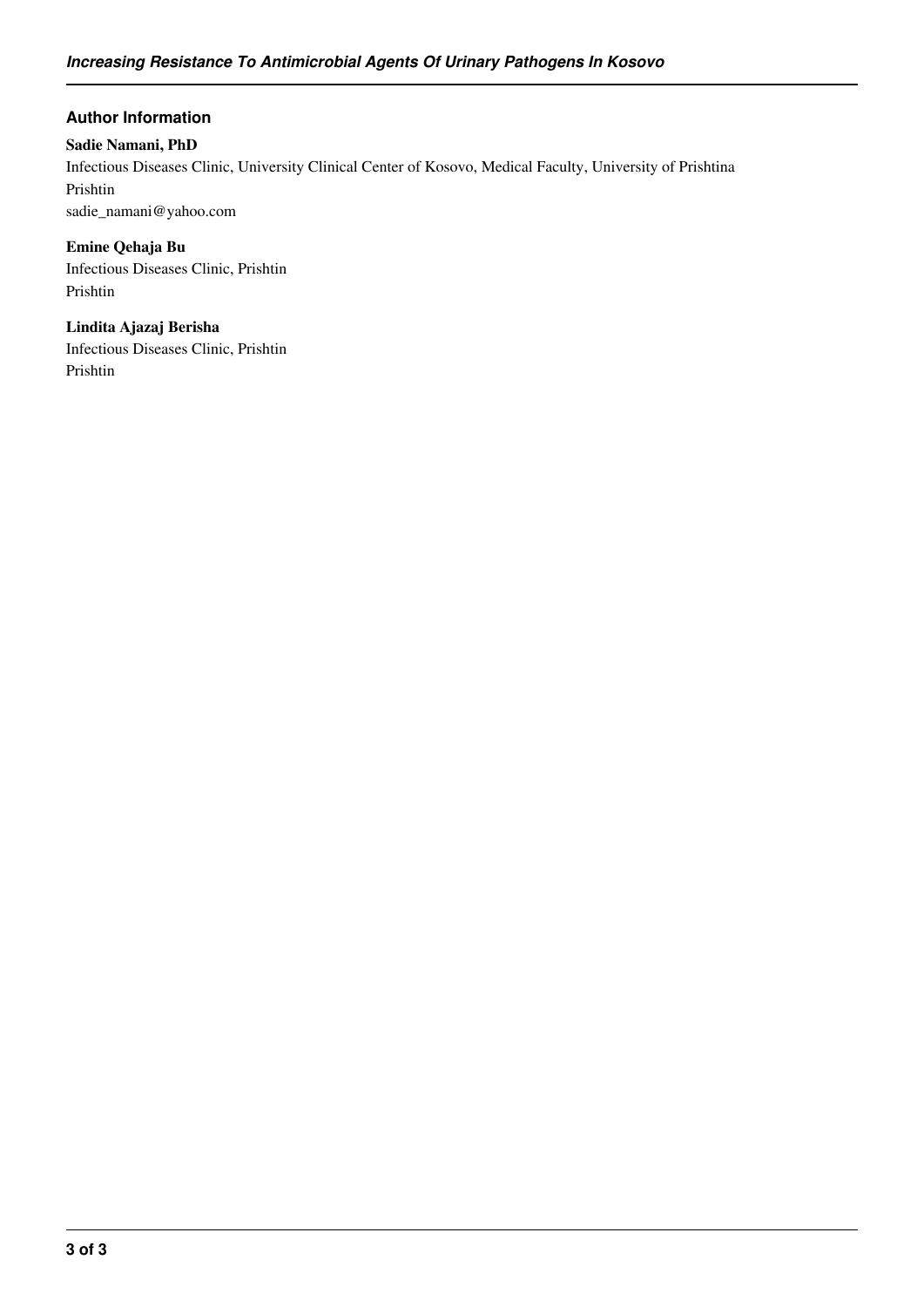## Author Information

**Sadie Namani, PhD**
Infectious Diseases Clinic, University Clinical Center of Kosovo, Medical Faculty, University of Prishtina
Prishtin
sadie_namani@yahoo.com

**Emine Qehaja Bu**
Infectious Diseases Clinic, Prishtin
Prishtin

**Lindita Ajazaj Berisha**
Infectious Diseases Clinic, Prishtin
Prishtin